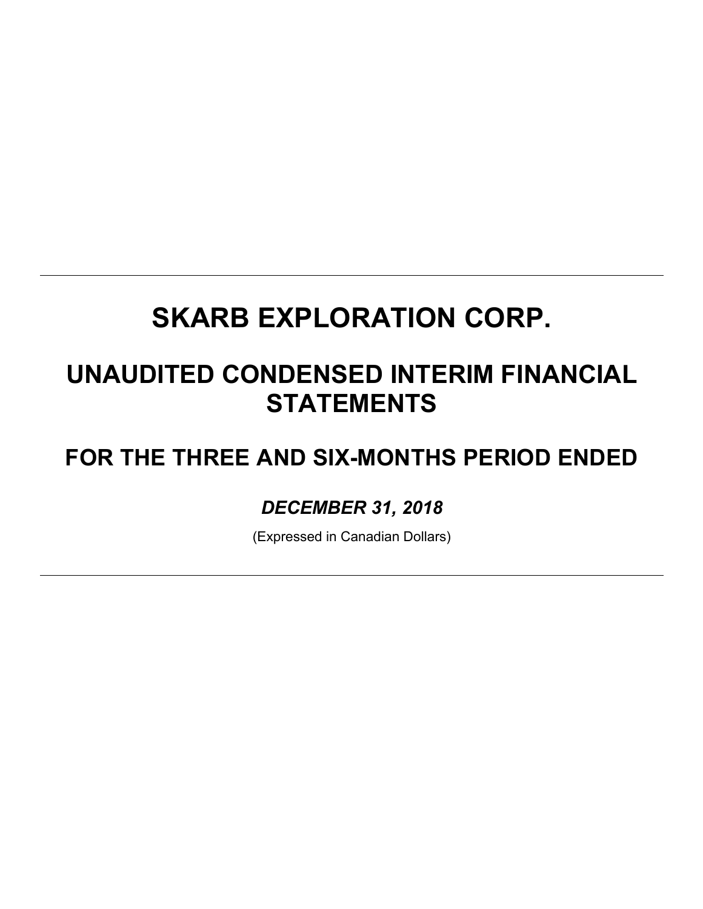# SKARB EXPLORATION CORP.

## UNAUDITED CONDENSED INTERIM FINANCIAL STATEMENTS

## FOR THE THREE AND SIX-MONTHS PERIOD ENDED

***DECEMBER 31, 2018***

(Expressed in Canadian Dollars)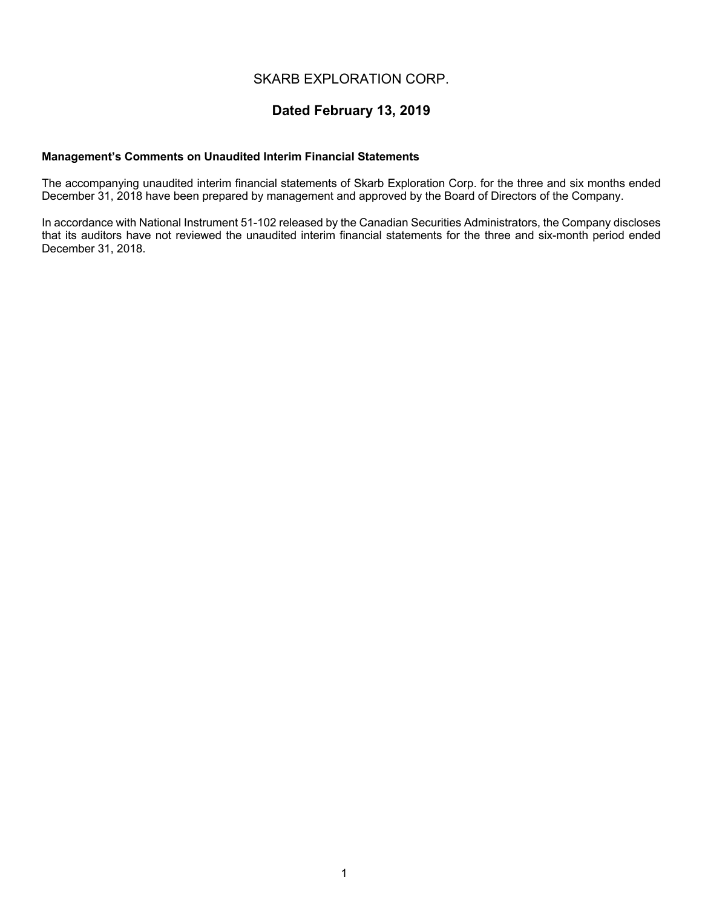# SKARB EXPLORATION CORP.

## Dated February 13, 2019

**Management's Comments on Unaudited Interim Financial Statements**

The accompanying unaudited interim financial statements of Skarb Exploration Corp. for the three and six months ended December 31, 2018 have been prepared by management and approved by the Board of Directors of the Company.

In accordance with National Instrument 51-102 released by the Canadian Securities Administrators, the Company discloses that its auditors have not reviewed the unaudited interim financial statements for the three and six-month period ended December 31, 2018.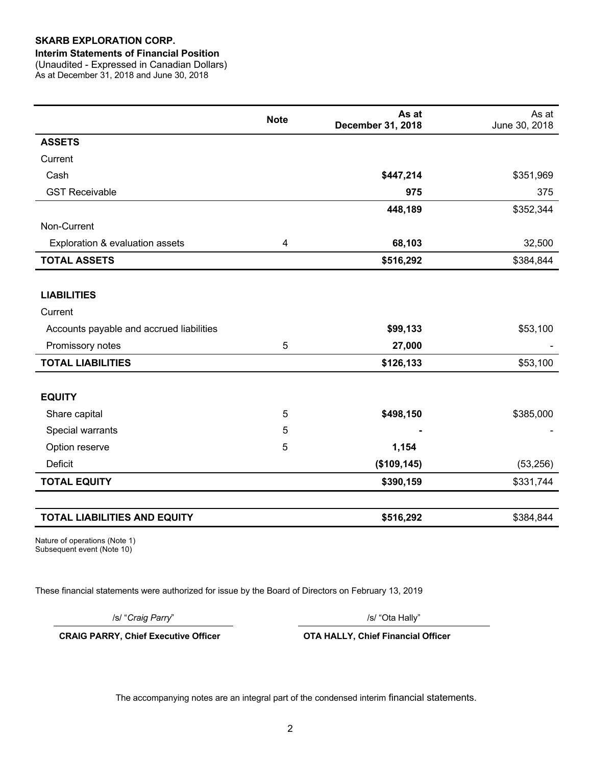**SKARB EXPLORATION CORP.**

**Interim Statements of Financial Position**

(Unaudited - Expressed in Canadian Dollars)

As at December 31, 2018 and June 30, 2018

| | Note | As at December 31, 2018 | As at June 30, 2018 |
|---|---|---|---|
| **ASSETS** | | | |
| Current | | | |
| Cash | | **$447,214** | $351,969 |
| GST Receivable | | **975** | 375 |
| | | **448,189** | $352,344 |
| Non-Current | | | |
| Exploration & evaluation assets | 4 | **68,103** | 32,500 |
| **TOTAL ASSETS** | | **$516,292** | $384,844 |
| | | | |
| **LIABILITIES** | | | |
| Current | | | |
| Accounts payable and accrued liabilities | | **$99,133** | $53,100 |
| Promissory notes | 5 | **27,000** | - |
| **TOTAL LIABILITIES** | | **$126,133** | $53,100 |
| | | | |
| **EQUITY** | | | |
| Share capital | 5 | **$498,150** | $385,000 |
| Special warrants | 5 | **-** | - |
| Option reserve | 5 | **1,154** | |
| Deficit | | **($109,145)** | (53,256) |
| **TOTAL EQUITY** | | **$390,159** | $331,744 |
| | | | |
| **TOTAL LIABILITIES AND EQUITY** | | **$516,292** | $384,844 |

Nature of operations (Note 1)
Subsequent event (Note 10)

These financial statements were authorized for issue by the Board of Directors on February 13, 2019

/s/ "*Craig Parry*"

**CRAIG PARRY, Chief Executive Officer**

/s/ "Ota Hally"

**OTA HALLY, Chief Financial Officer**

The accompanying notes are an integral part of the condensed interim financial statements.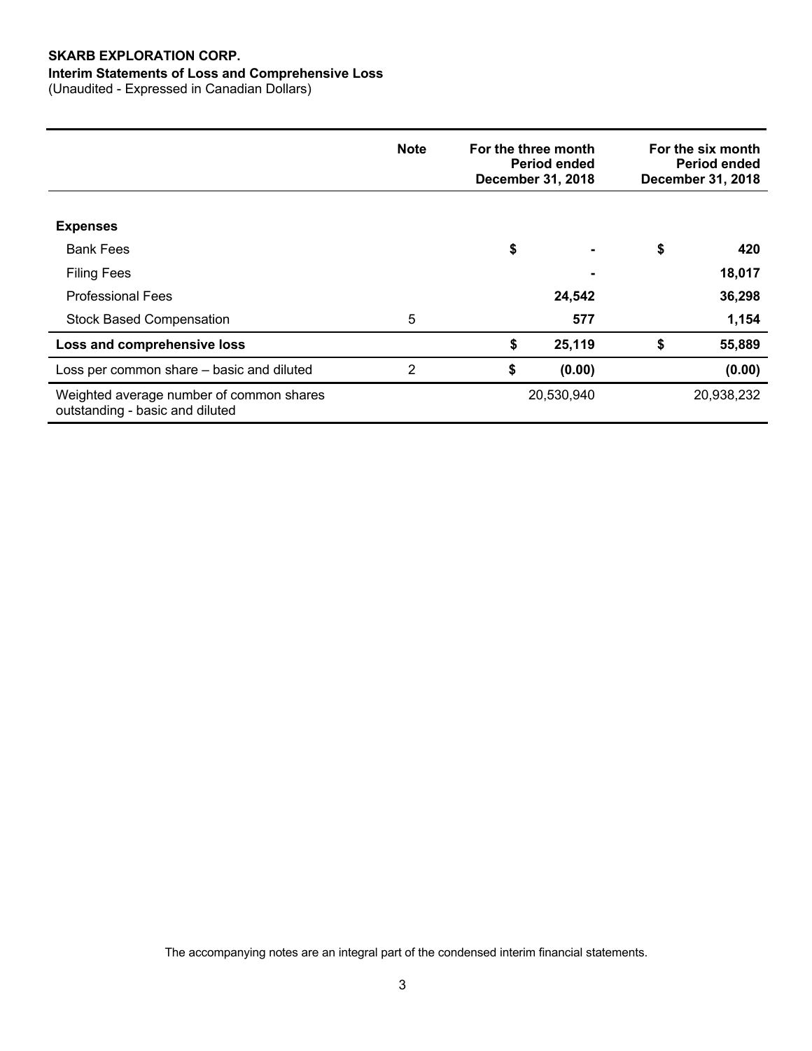**SKARB EXPLORATION CORP.**

**Interim Statements of Loss and Comprehensive Loss**

(Unaudited - Expressed in Canadian Dollars)

| | Note | For the three month Period ended December 31, 2018 | For the six month Period ended December 31, 2018 |
|---|---|---|---|
| **Expenses** | | | |
| Bank Fees | | $ - | $ 420 |
| Filing Fees | | - | 18,017 |
| Professional Fees | | 24,542 | 36,298 |
| Stock Based Compensation | 5 | 577 | 1,154 |
| **Loss and comprehensive loss** | | $ 25,119 | $ 55,889 |
| Loss per common share – basic and diluted | 2 | $ (0.00) | (0.00) |
| Weighted average number of common shares outstanding - basic and diluted | | 20,530,940 | 20,938,232 |

The accompanying notes are an integral part of the condensed interim financial statements.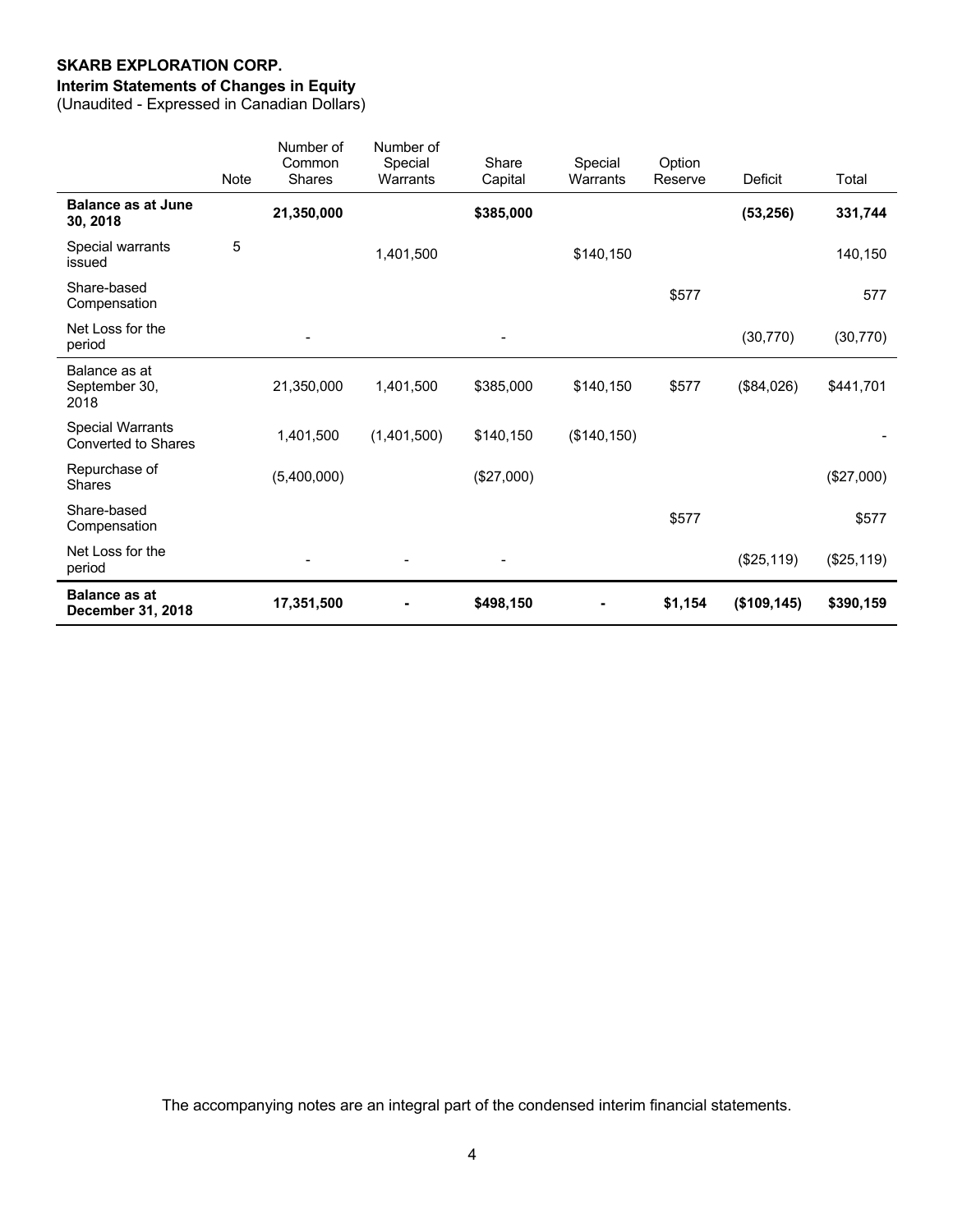**SKARB EXPLORATION CORP.**
**Interim Statements of Changes in Equity**
(Unaudited - Expressed in Canadian Dollars)

| | Note | Number of Common Shares | Number of Special Warrants | Share Capital | Special Warrants | Option Reserve | Deficit | Total |
|---|---|---|---|---|---|---|---|---|
| **Balance as at June 30, 2018** | | **21,350,000** | | **$385,000** | | | **(53,256)** | **331,744** |
| Special warrants issued | 5 | | 1,401,500 | | $140,150 | | | 140,150 |
| Share-based Compensation | | | | | | $577 | | 577 |
| Net Loss for the period | | - | | - | | | (30,770) | (30,770) |
| Balance as at September 30, 2018 | | 21,350,000 | 1,401,500 | $385,000 | $140,150 | $577 | ($84,026) | $441,701 |
| Special Warrants Converted to Shares | | 1,401,500 | (1,401,500) | $140,150 | ($140,150) | | | - |
| Repurchase of Shares | | (5,400,000) | | ($27,000) | | | | ($27,000) |
| Share-based Compensation | | | | | | $577 | | $577 |
| Net Loss for the period | | - | - | - | | | ($25,119) | ($25,119) |
| **Balance as at December 31, 2018** | | **17,351,500** | **-** | **$498,150** | **-** | **$1,154** | **($109,145)** | **$390,159** |

The accompanying notes are an integral part of the condensed interim financial statements.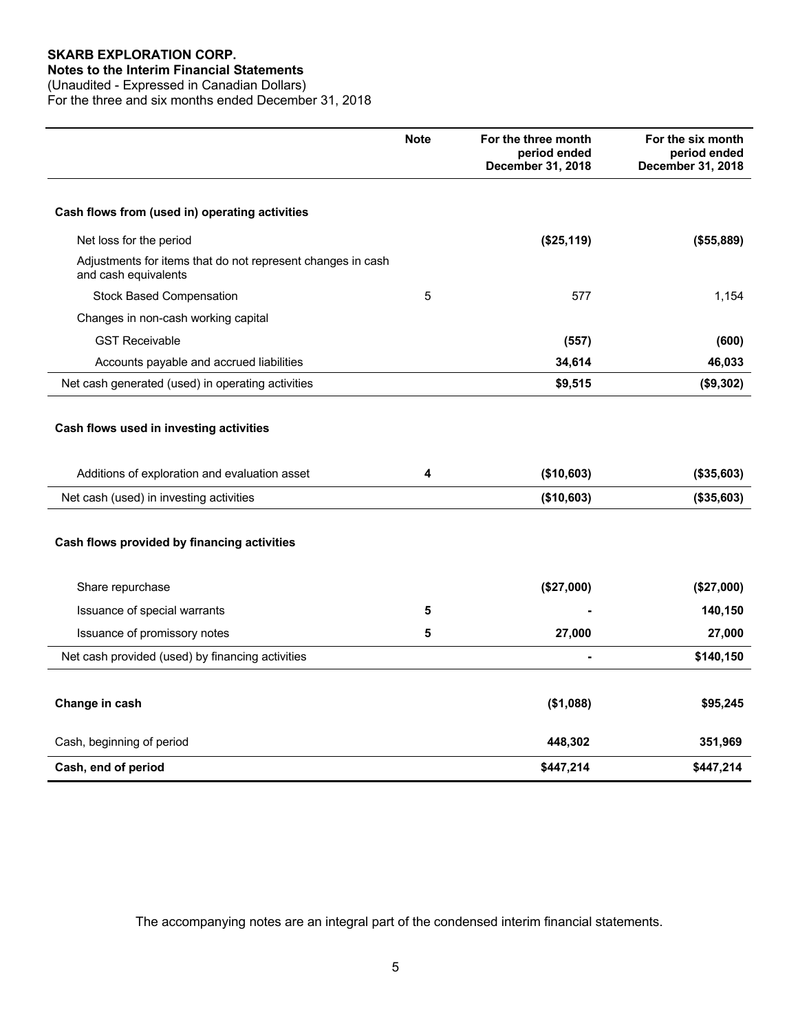**SKARB EXPLORATION CORP.**
**Notes to the Interim Financial Statements**
(Unaudited - Expressed in Canadian Dollars)
For the three and six months ended December 31, 2018

| | Note | For the three month period ended December 31, 2018 | For the six month period ended December 31, 2018 |
|---|---|---|---|
| **Cash flows from (used in) operating activities** | | | |
| Net loss for the period | | **($25,119)** | **($55,889)** |
| Adjustments for items that do not represent changes in cash and cash equivalents | | | |
| Stock Based Compensation | 5 | 577 | 1,154 |
| Changes in non-cash working capital | | | |
| GST Receivable | | **(557)** | **(600)** |
| Accounts payable and accrued liabilities | | **34,614** | **46,033** |
| Net cash generated (used) in operating activities | | **$9,515** | **($9,302)** |
| **Cash flows used in investing activities** | | | |
| Additions of exploration and evaluation asset | **4** | **($10,603)** | **($35,603)** |
| Net cash (used) in investing activities | | **($10,603)** | **($35,603)** |
| **Cash flows provided by financing activities** | | | |
| Share repurchase | | **($27,000)** | **($27,000)** |
| Issuance of special warrants | **5** | **-** | **140,150** |
| Issuance of promissory notes | **5** | **27,000** | **27,000** |
| Net cash provided (used) by financing activities | | **-** | **$140,150** |
| **Change in cash** | | **($1,088)** | **$95,245** |
| Cash, beginning of period | | **448,302** | **351,969** |
| **Cash, end of period** | | **$447,214** | **$447,214** |

The accompanying notes are an integral part of the condensed interim financial statements.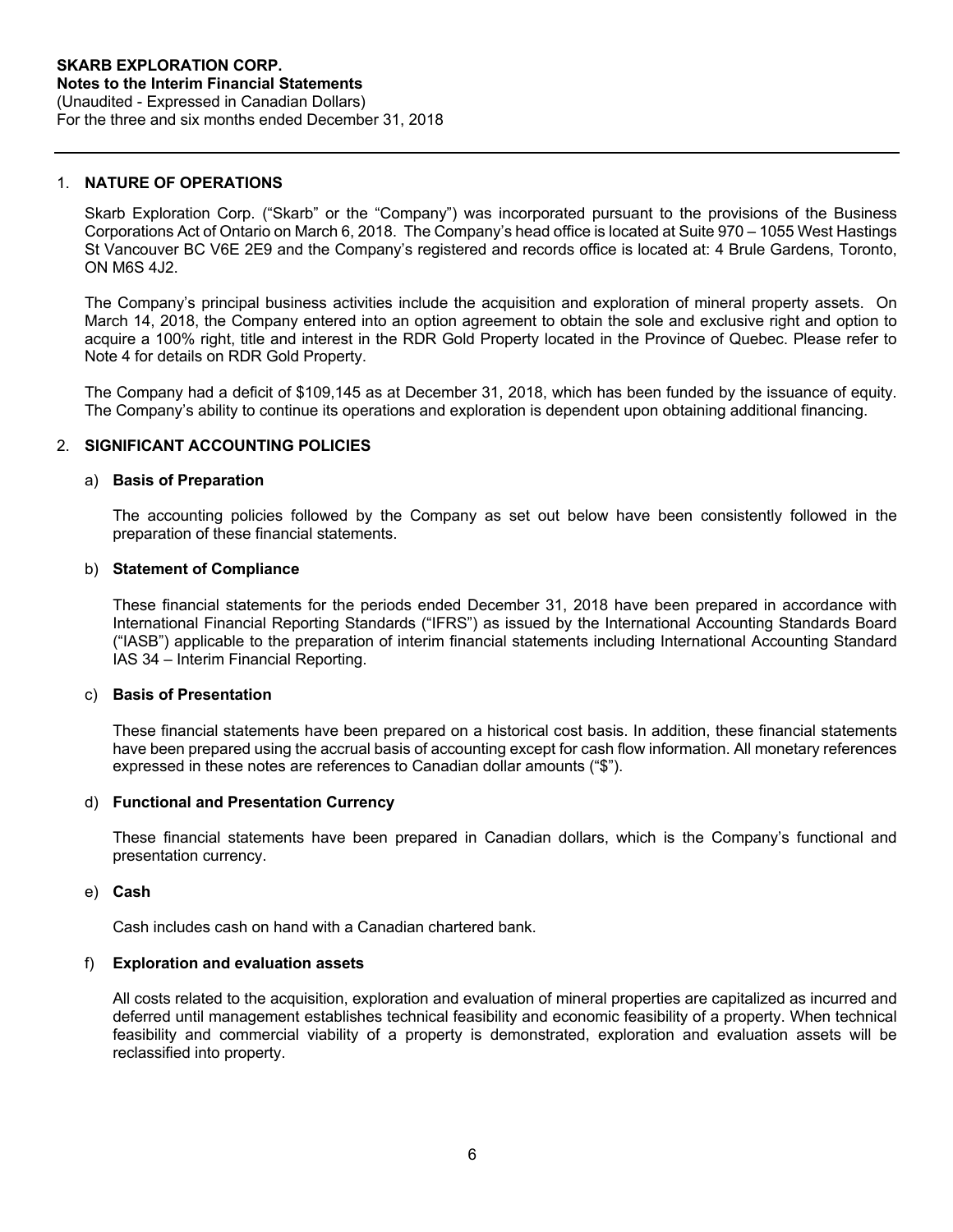**SKARB EXPLORATION CORP.**
**Notes to the Interim Financial Statements**
(Unaudited - Expressed in Canadian Dollars)
For the three and six months ended December 31, 2018

## 1. NATURE OF OPERATIONS

Skarb Exploration Corp. ("Skarb" or the "Company") was incorporated pursuant to the provisions of the Business Corporations Act of Ontario on March 6, 2018. The Company's head office is located at Suite 970 – 1055 West Hastings St Vancouver BC V6E 2E9 and the Company's registered and records office is located at: 4 Brule Gardens, Toronto, ON M6S 4J2.

The Company's principal business activities include the acquisition and exploration of mineral property assets. On March 14, 2018, the Company entered into an option agreement to obtain the sole and exclusive right and option to acquire a 100% right, title and interest in the RDR Gold Property located in the Province of Quebec. Please refer to Note 4 for details on RDR Gold Property.

The Company had a deficit of $109,145 as at December 31, 2018, which has been funded by the issuance of equity. The Company's ability to continue its operations and exploration is dependent upon obtaining additional financing.

## 2. SIGNIFICANT ACCOUNTING POLICIES

### a) Basis of Preparation

The accounting policies followed by the Company as set out below have been consistently followed in the preparation of these financial statements.

### b) Statement of Compliance

These financial statements for the periods ended December 31, 2018 have been prepared in accordance with International Financial Reporting Standards ("IFRS") as issued by the International Accounting Standards Board ("IASB") applicable to the preparation of interim financial statements including International Accounting Standard IAS 34 – Interim Financial Reporting.

### c) Basis of Presentation

These financial statements have been prepared on a historical cost basis. In addition, these financial statements have been prepared using the accrual basis of accounting except for cash flow information. All monetary references expressed in these notes are references to Canadian dollar amounts ("$").

### d) Functional and Presentation Currency

These financial statements have been prepared in Canadian dollars, which is the Company's functional and presentation currency.

### e) Cash

Cash includes cash on hand with a Canadian chartered bank.

### f) Exploration and evaluation assets

All costs related to the acquisition, exploration and evaluation of mineral properties are capitalized as incurred and deferred until management establishes technical feasibility and economic feasibility of a property. When technical feasibility and commercial viability of a property is demonstrated, exploration and evaluation assets will be reclassified into property.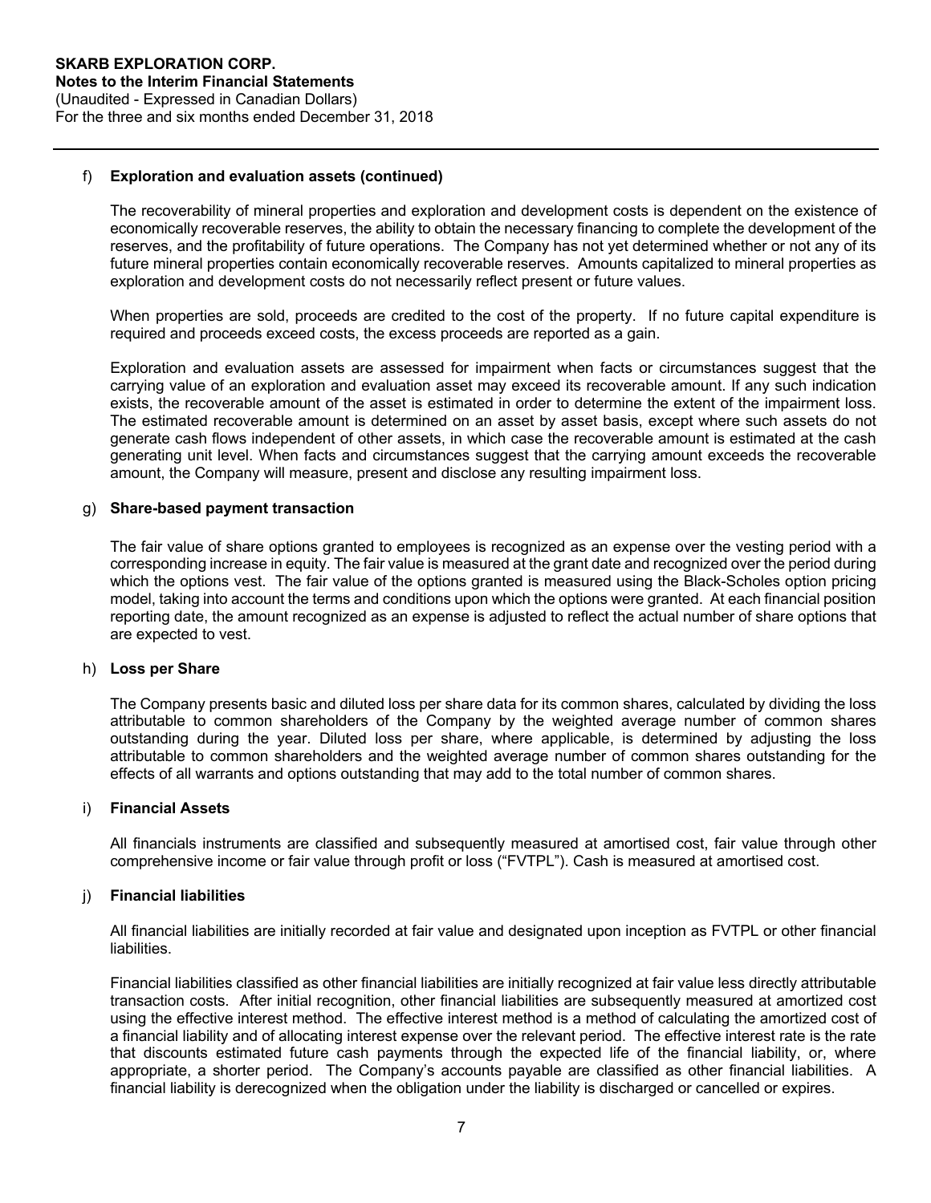#### f) Exploration and evaluation assets (continued)

The recoverability of mineral properties and exploration and development costs is dependent on the existence of economically recoverable reserves, the ability to obtain the necessary financing to complete the development of the reserves, and the profitability of future operations. The Company has not yet determined whether or not any of its future mineral properties contain economically recoverable reserves. Amounts capitalized to mineral properties as exploration and development costs do not necessarily reflect present or future values.

When properties are sold, proceeds are credited to the cost of the property. If no future capital expenditure is required and proceeds exceed costs, the excess proceeds are reported as a gain.

Exploration and evaluation assets are assessed for impairment when facts or circumstances suggest that the carrying value of an exploration and evaluation asset may exceed its recoverable amount. If any such indication exists, the recoverable amount of the asset is estimated in order to determine the extent of the impairment loss. The estimated recoverable amount is determined on an asset by asset basis, except where such assets do not generate cash flows independent of other assets, in which case the recoverable amount is estimated at the cash generating unit level. When facts and circumstances suggest that the carrying amount exceeds the recoverable amount, the Company will measure, present and disclose any resulting impairment loss.

#### g) Share-based payment transaction

The fair value of share options granted to employees is recognized as an expense over the vesting period with a corresponding increase in equity. The fair value is measured at the grant date and recognized over the period during which the options vest. The fair value of the options granted is measured using the Black-Scholes option pricing model, taking into account the terms and conditions upon which the options were granted. At each financial position reporting date, the amount recognized as an expense is adjusted to reflect the actual number of share options that are expected to vest.

#### h) Loss per Share

The Company presents basic and diluted loss per share data for its common shares, calculated by dividing the loss attributable to common shareholders of the Company by the weighted average number of common shares outstanding during the year. Diluted loss per share, where applicable, is determined by adjusting the loss attributable to common shareholders and the weighted average number of common shares outstanding for the effects of all warrants and options outstanding that may add to the total number of common shares.

#### i) Financial Assets

All financials instruments are classified and subsequently measured at amortised cost, fair value through other comprehensive income or fair value through profit or loss ("FVTPL"). Cash is measured at amortised cost.

#### j) Financial liabilities

All financial liabilities are initially recorded at fair value and designated upon inception as FVTPL or other financial liabilities.

Financial liabilities classified as other financial liabilities are initially recognized at fair value less directly attributable transaction costs. After initial recognition, other financial liabilities are subsequently measured at amortized cost using the effective interest method. The effective interest method is a method of calculating the amortized cost of a financial liability and of allocating interest expense over the relevant period. The effective interest rate is the rate that discounts estimated future cash payments through the expected life of the financial liability, or, where appropriate, a shorter period. The Company's accounts payable are classified as other financial liabilities. A financial liability is derecognized when the obligation under the liability is discharged or cancelled or expires.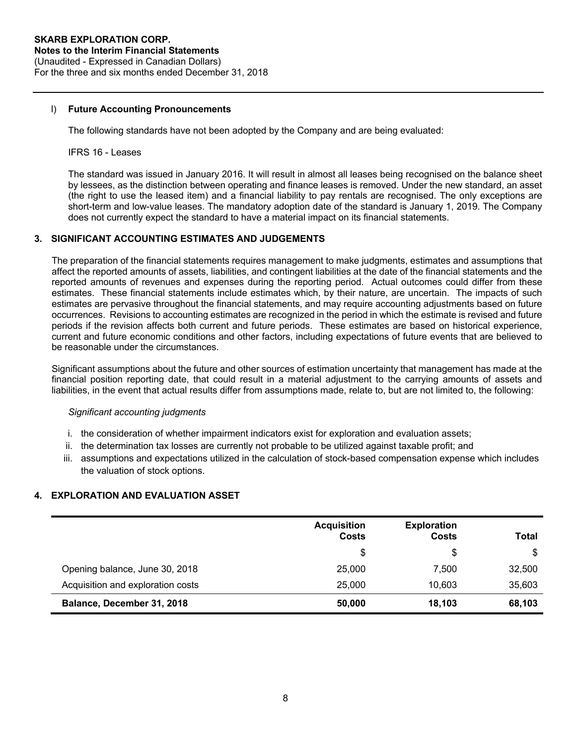l) **Future Accounting Pronouncements**

The following standards have not been adopted by the Company and are being evaluated:

IFRS 16 - Leases

The standard was issued in January 2016. It will result in almost all leases being recognised on the balance sheet by lessees, as the distinction between operating and finance leases is removed. Under the new standard, an asset (the right to use the leased item) and a financial liability to pay rentals are recognised. The only exceptions are short-term and low-value leases. The mandatory adoption date of the standard is January 1, 2019. The Company does not currently expect the standard to have a material impact on its financial statements.

## 3. SIGNIFICANT ACCOUNTING ESTIMATES AND JUDGEMENTS

The preparation of the financial statements requires management to make judgments, estimates and assumptions that affect the reported amounts of assets, liabilities, and contingent liabilities at the date of the financial statements and the reported amounts of revenues and expenses during the reporting period. Actual outcomes could differ from these estimates. These financial statements include estimates which, by their nature, are uncertain. The impacts of such estimates are pervasive throughout the financial statements, and may require accounting adjustments based on future occurrences. Revisions to accounting estimates are recognized in the period in which the estimate is revised and future periods if the revision affects both current and future periods. These estimates are based on historical experience, current and future economic conditions and other factors, including expectations of future events that are believed to be reasonable under the circumstances.

Significant assumptions about the future and other sources of estimation uncertainty that management has made at the financial position reporting date, that could result in a material adjustment to the carrying amounts of assets and liabilities, in the event that actual results differ from assumptions made, relate to, but are not limited to, the following:

*Significant accounting judgments*

i. the consideration of whether impairment indicators exist for exploration and evaluation assets;
ii. the determination tax losses are currently not probable to be utilized against taxable profit; and
iii. assumptions and expectations utilized in the calculation of stock-based compensation expense which includes the valuation of stock options.

## 4. EXPLORATION AND EVALUATION ASSET

| | Acquisition Costs | Exploration Costs | Total |
|---|---|---|---|
| | $ | $ | $ |
| Opening balance, June 30, 2018 | 25,000 | 7,500 | 32,500 |
| Acquisition and exploration costs | 25,000 | 10,603 | 35,603 |
| **Balance, December 31, 2018** | **50,000** | **18,103** | **68,103** |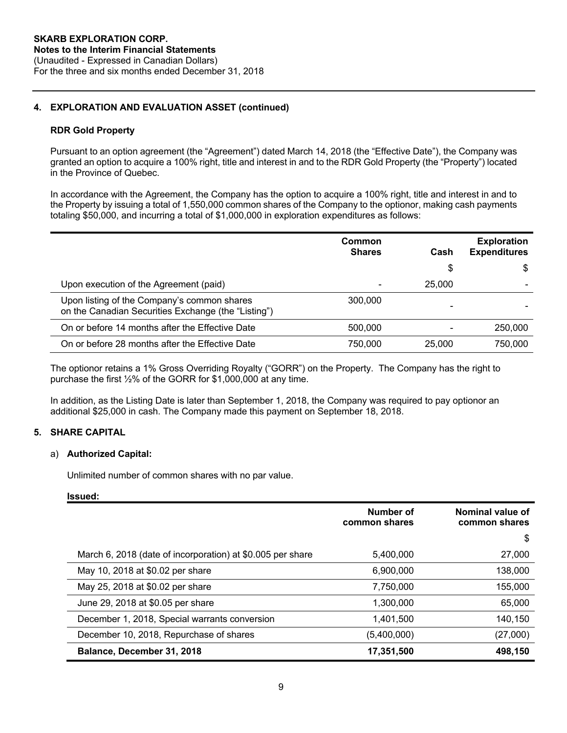**SKARB EXPLORATION CORP.**
**Notes to the Interim Financial Statements**
(Unaudited - Expressed in Canadian Dollars)
For the three and six months ended December 31, 2018

## 4. EXPLORATION AND EVALUATION ASSET (continued)

### RDR Gold Property

Pursuant to an option agreement (the "Agreement") dated March 14, 2018 (the "Effective Date"), the Company was granted an option to acquire a 100% right, title and interest in and to the RDR Gold Property (the "Property") located in the Province of Quebec.

In accordance with the Agreement, the Company has the option to acquire a 100% right, title and interest in and to the Property by issuing a total of 1,550,000 common shares of the Company to the optionor, making cash payments totaling $50,000, and incurring a total of $1,000,000 in exploration expenditures as follows:

| | Common Shares | Cash | Exploration Expenditures |
|---|---|---|---|
| | | $ | $ |
| Upon execution of the Agreement (paid) | - | 25,000 | - |
| Upon listing of the Company's common shares on the Canadian Securities Exchange (the "Listing") | 300,000 | - | - |
| On or before 14 months after the Effective Date | 500,000 | - | 250,000 |
| On or before 28 months after the Effective Date | 750,000 | 25,000 | 750,000 |

The optionor retains a 1% Gross Overriding Royalty ("GORR") on the Property. The Company has the right to purchase the first ½% of the GORR for $1,000,000 at any time.

In addition, as the Listing Date is later than September 1, 2018, the Company was required to pay optionor an additional $25,000 in cash. The Company made this payment on September 18, 2018.

## 5. SHARE CAPITAL

a) **Authorized Capital:**

Unlimited number of common shares with no par value.

**Issued:**

| | Number of common shares | Nominal value of common shares |
|---|---|---|
| | | $ |
| March 6, 2018 (date of incorporation) at $0.005 per share | 5,400,000 | 27,000 |
| May 10, 2018 at $0.02 per share | 6,900,000 | 138,000 |
| May 25, 2018 at $0.02 per share | 7,750,000 | 155,000 |
| June 29, 2018 at $0.05 per share | 1,300,000 | 65,000 |
| December 1, 2018, Special warrants conversion | 1,401,500 | 140,150 |
| December 10, 2018, Repurchase of shares | (5,400,000) | (27,000) |
| **Balance, December 31, 2018** | **17,351,500** | **498,150** |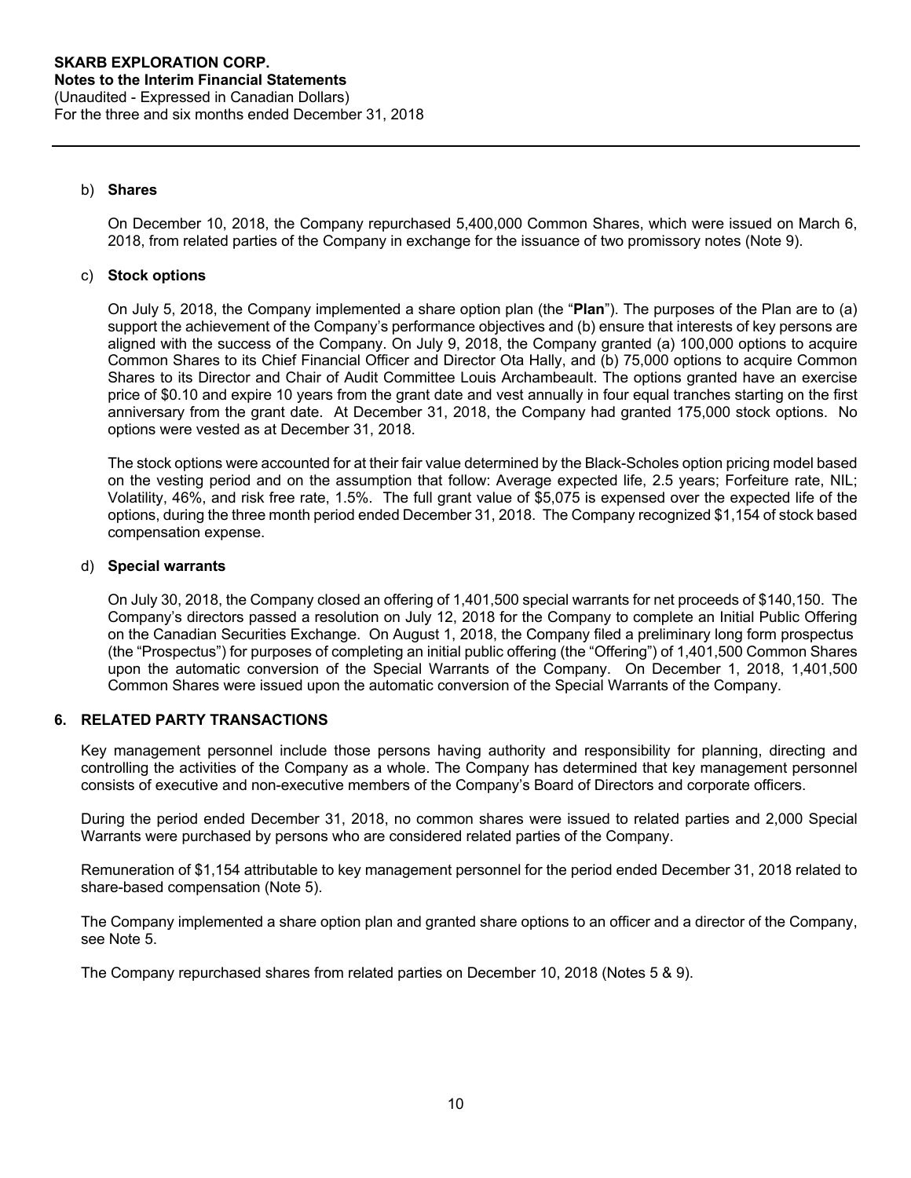b) **Shares**

On December 10, 2018, the Company repurchased 5,400,000 Common Shares, which were issued on March 6, 2018, from related parties of the Company in exchange for the issuance of two promissory notes (Note 9).

c) **Stock options**

On July 5, 2018, the Company implemented a share option plan (the "**Plan**"). The purposes of the Plan are to (a) support the achievement of the Company's performance objectives and (b) ensure that interests of key persons are aligned with the success of the Company. On July 9, 2018, the Company granted (a) 100,000 options to acquire Common Shares to its Chief Financial Officer and Director Ota Hally, and (b) 75,000 options to acquire Common Shares to its Director and Chair of Audit Committee Louis Archambeault. The options granted have an exercise price of $0.10 and expire 10 years from the grant date and vest annually in four equal tranches starting on the first anniversary from the grant date. At December 31, 2018, the Company had granted 175,000 stock options. No options were vested as at December 31, 2018.

The stock options were accounted for at their fair value determined by the Black-Scholes option pricing model based on the vesting period and on the assumption that follow: Average expected life, 2.5 years; Forfeiture rate, NIL; Volatility, 46%, and risk free rate, 1.5%. The full grant value of $5,075 is expensed over the expected life of the options, during the three month period ended December 31, 2018. The Company recognized $1,154 of stock based compensation expense.

d) **Special warrants**

On July 30, 2018, the Company closed an offering of 1,401,500 special warrants for net proceeds of $140,150. The Company's directors passed a resolution on July 12, 2018 for the Company to complete an Initial Public Offering on the Canadian Securities Exchange. On August 1, 2018, the Company filed a preliminary long form prospectus (the "Prospectus") for purposes of completing an initial public offering (the "Offering") of 1,401,500 Common Shares upon the automatic conversion of the Special Warrants of the Company. On December 1, 2018, 1,401,500 Common Shares were issued upon the automatic conversion of the Special Warrants of the Company.

## 6. RELATED PARTY TRANSACTIONS

Key management personnel include those persons having authority and responsibility for planning, directing and controlling the activities of the Company as a whole. The Company has determined that key management personnel consists of executive and non-executive members of the Company's Board of Directors and corporate officers.

During the period ended December 31, 2018, no common shares were issued to related parties and 2,000 Special Warrants were purchased by persons who are considered related parties of the Company.

Remuneration of $1,154 attributable to key management personnel for the period ended December 31, 2018 related to share-based compensation (Note 5).

The Company implemented a share option plan and granted share options to an officer and a director of the Company, see Note 5.

The Company repurchased shares from related parties on December 10, 2018 (Notes 5 & 9).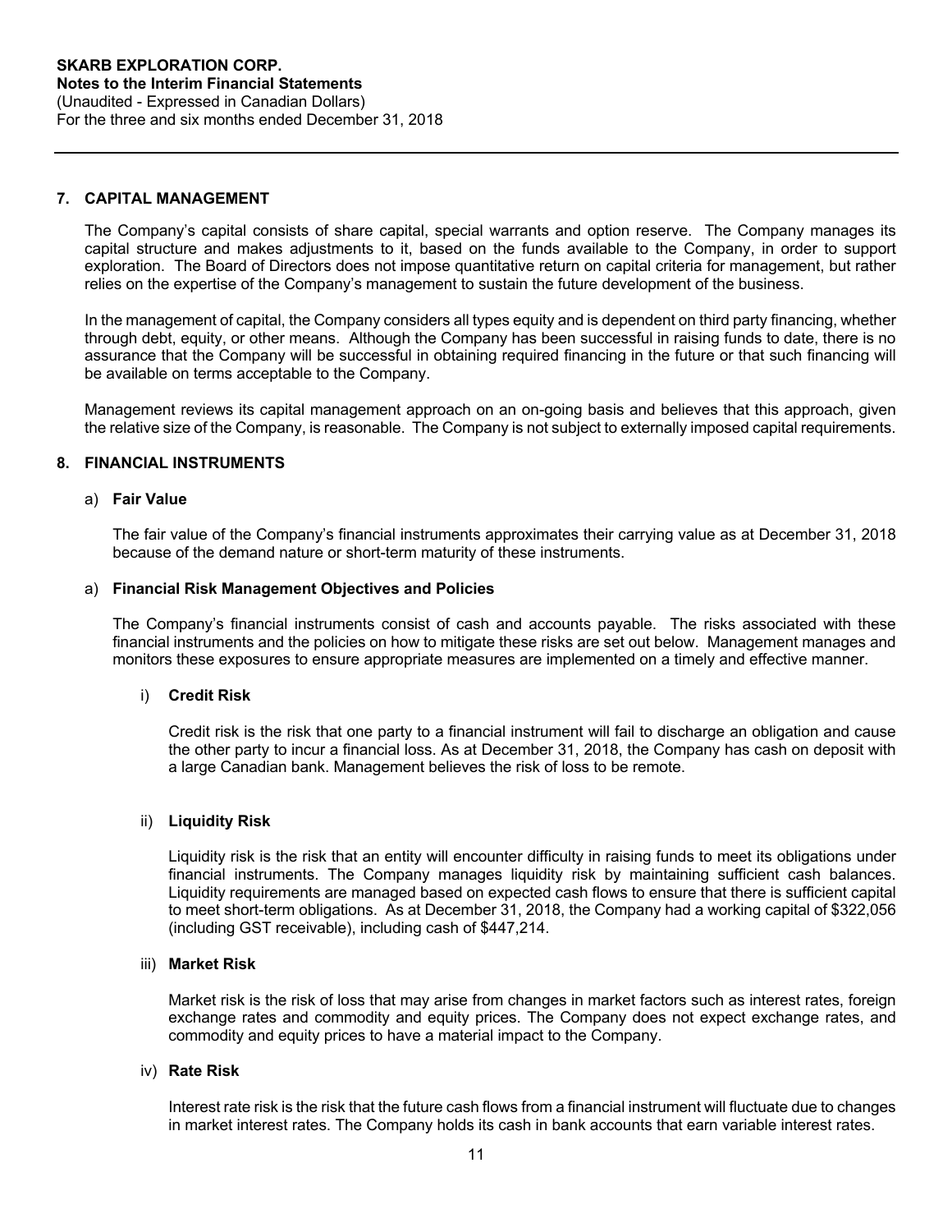## 7. CAPITAL MANAGEMENT

The Company's capital consists of share capital, special warrants and option reserve. The Company manages its capital structure and makes adjustments to it, based on the funds available to the Company, in order to support exploration. The Board of Directors does not impose quantitative return on capital criteria for management, but rather relies on the expertise of the Company's management to sustain the future development of the business.

In the management of capital, the Company considers all types equity and is dependent on third party financing, whether through debt, equity, or other means. Although the Company has been successful in raising funds to date, there is no assurance that the Company will be successful in obtaining required financing in the future or that such financing will be available on terms acceptable to the Company.

Management reviews its capital management approach on an on-going basis and believes that this approach, given the relative size of the Company, is reasonable. The Company is not subject to externally imposed capital requirements.

## 8. FINANCIAL INSTRUMENTS

### a) Fair Value

The fair value of the Company's financial instruments approximates their carrying value as at December 31, 2018 because of the demand nature or short-term maturity of these instruments.

### a) Financial Risk Management Objectives and Policies

The Company's financial instruments consist of cash and accounts payable. The risks associated with these financial instruments and the policies on how to mitigate these risks are set out below. Management manages and monitors these exposures to ensure appropriate measures are implemented on a timely and effective manner.

#### i) Credit Risk

Credit risk is the risk that one party to a financial instrument will fail to discharge an obligation and cause the other party to incur a financial loss. As at December 31, 2018, the Company has cash on deposit with a large Canadian bank. Management believes the risk of loss to be remote.

#### ii) Liquidity Risk

Liquidity risk is the risk that an entity will encounter difficulty in raising funds to meet its obligations under financial instruments. The Company manages liquidity risk by maintaining sufficient cash balances. Liquidity requirements are managed based on expected cash flows to ensure that there is sufficient capital to meet short-term obligations. As at December 31, 2018, the Company had a working capital of $322,056 (including GST receivable), including cash of $447,214.

#### iii) Market Risk

Market risk is the risk of loss that may arise from changes in market factors such as interest rates, foreign exchange rates and commodity and equity prices. The Company does not expect exchange rates, and commodity and equity prices to have a material impact to the Company.

#### iv) Rate Risk

Interest rate risk is the risk that the future cash flows from a financial instrument will fluctuate due to changes in market interest rates. The Company holds its cash in bank accounts that earn variable interest rates.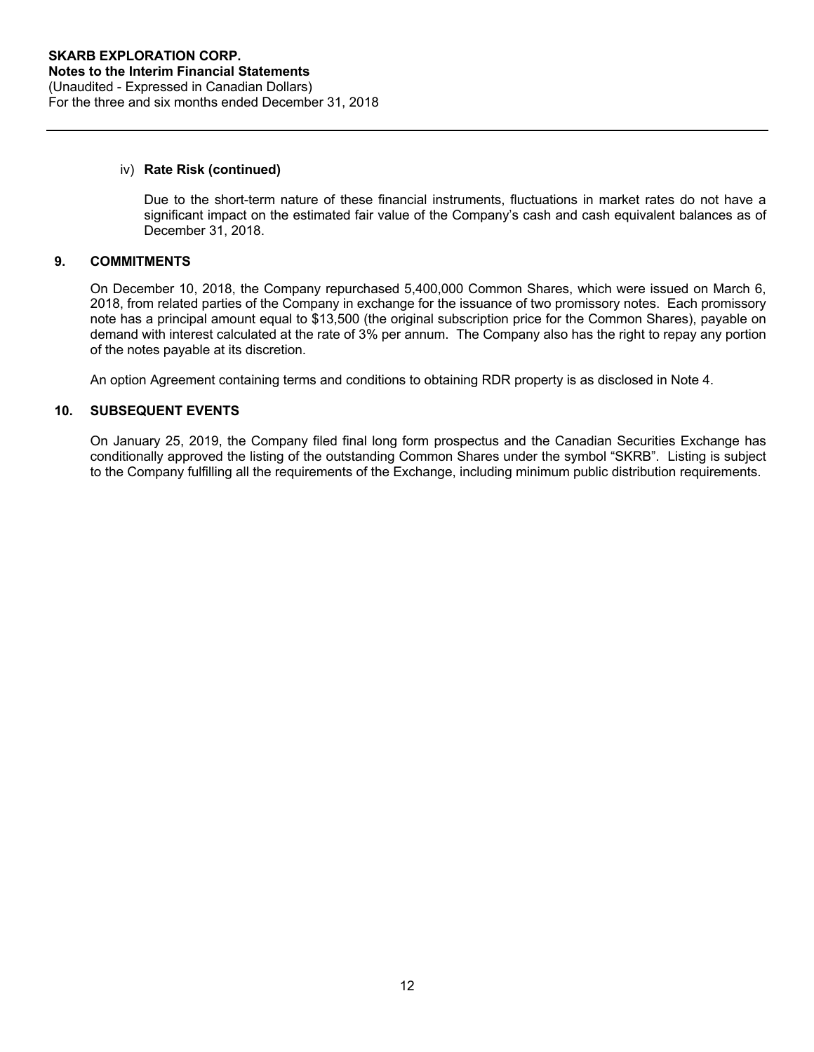iv) **Rate Risk (continued)**

Due to the short-term nature of these financial instruments, fluctuations in market rates do not have a significant impact on the estimated fair value of the Company's cash and cash equivalent balances as of December 31, 2018.

## 9. COMMITMENTS

On December 10, 2018, the Company repurchased 5,400,000 Common Shares, which were issued on March 6, 2018, from related parties of the Company in exchange for the issuance of two promissory notes. Each promissory note has a principal amount equal to $13,500 (the original subscription price for the Common Shares), payable on demand with interest calculated at the rate of 3% per annum. The Company also has the right to repay any portion of the notes payable at its discretion.

An option Agreement containing terms and conditions to obtaining RDR property is as disclosed in Note 4.

## 10. SUBSEQUENT EVENTS

On January 25, 2019, the Company filed final long form prospectus and the Canadian Securities Exchange has conditionally approved the listing of the outstanding Common Shares under the symbol "SKRB". Listing is subject to the Company fulfilling all the requirements of the Exchange, including minimum public distribution requirements.